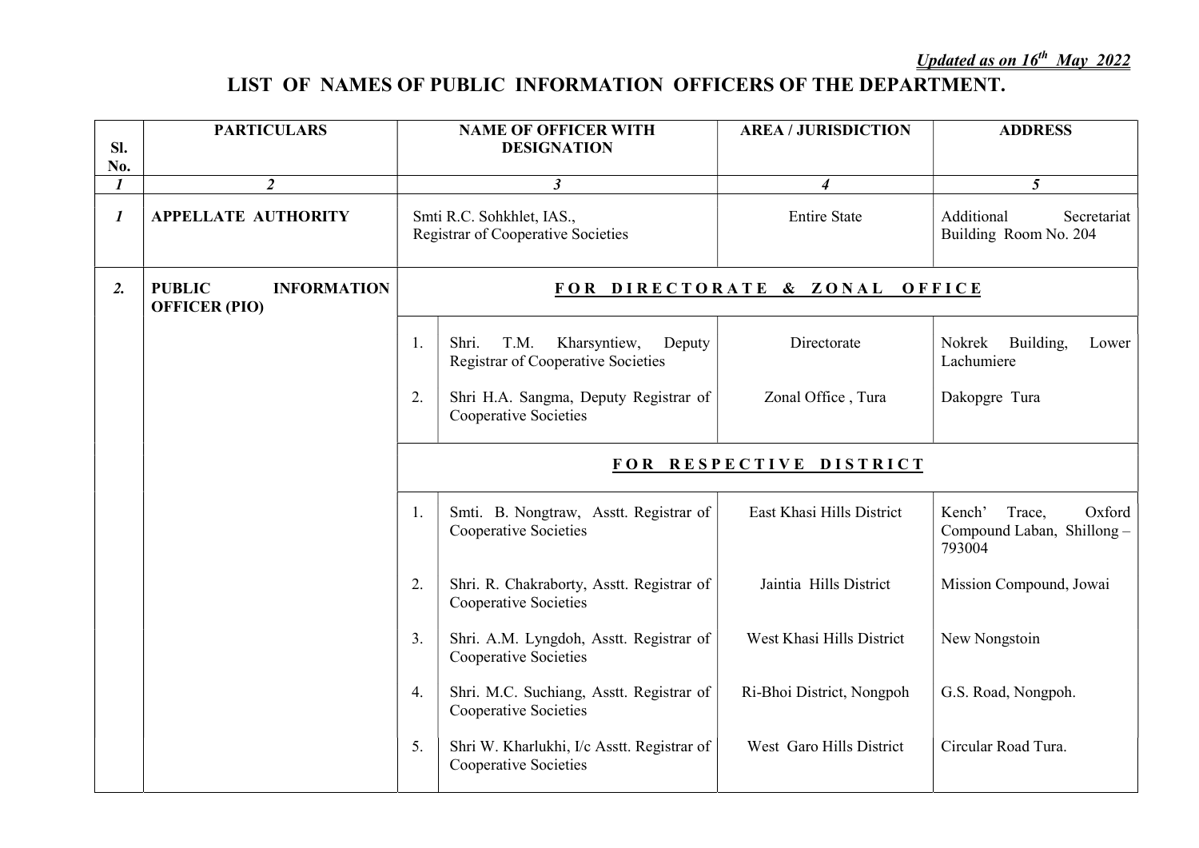*Updated as on 16th May 2022*

# LIST OF NAMES OF PUBLIC INFORMATION OFFICERS OF THE DEPARTMENT.

| Sl. No. | PARTICULARS | | NAME OF OFFICER WITH DESIGNATION | AREA / JURISDICTION | ADDRESS |
|---|---|---|---|---|---|
| *1* | *2* | | *3* | *4* | *5* |
| *1* | **APPELLATE AUTHORITY** | | Smti R.C. Sohkhlet, IAS., Registrar of Cooperative Societies | Entire State | Additional Secretariat Building Room No. 204 |
| *2.* | **PUBLIC INFORMATION OFFICER (PIO)** | | **FOR DIRECTORATE & ZONAL OFFICE** | | |
| | | 1. | Shri. T.M. Kharsyntiew, Deputy Registrar of Cooperative Societies | Directorate | Nokrek Building, Lower Lachumiere |
| | | 2. | Shri H.A. Sangma, Deputy Registrar of Cooperative Societies | Zonal Office , Tura | Dakopgre Tura |
| | | | **FOR RESPECTIVE DISTRICT** | | |
| | | 1. | Smti. B. Nongtraw, Asstt. Registrar of Cooperative Societies | East Khasi Hills District | Kench' Trace, Oxford Compound Laban, Shillong – 793004 |
| | | 2. | Shri. R. Chakraborty, Asstt. Registrar of Cooperative Societies | Jaintia Hills District | Mission Compound, Jowai |
| | | 3. | Shri. A.M. Lyngdoh, Asstt. Registrar of Cooperative Societies | West Khasi Hills District | New Nongstoin |
| | | 4. | Shri. M.C. Suchiang, Asstt. Registrar of Cooperative Societies | Ri-Bhoi District, Nongpoh | G.S. Road, Nongpoh. |
| | | 5. | Shri W. Kharlukhi, I/c Asstt. Registrar of Cooperative Societies | West Garo Hills District | Circular Road Tura. |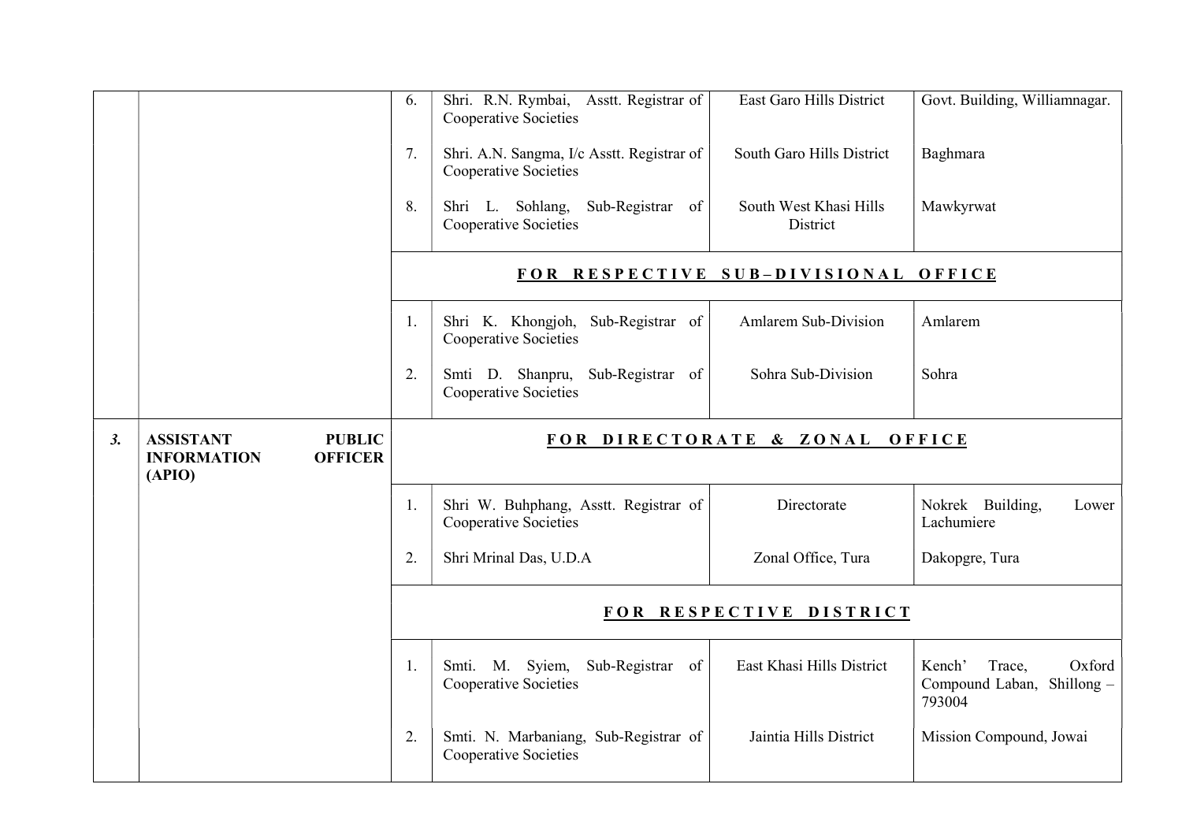| | | | | | |
|---|---|---|---|---|---|
| | | 6. | Shri. R.N. Rymbai, Asstt. Registrar of Cooperative Societies | East Garo Hills District | Govt. Building, Williamnagar. |
| | | 7. | Shri. A.N. Sangma, I/c Asstt. Registrar of Cooperative Societies | South Garo Hills District | Baghmara |
| | | 8. | Shri L. Sohlang, Sub-Registrar of Cooperative Societies | South West Khasi Hills District | Mawkyrwat |
| | | **FOR RESPECTIVE SUB–DIVISIONAL OFFICE** | | | |
| | | 1. | Shri K. Khongjoh, Sub-Registrar of Cooperative Societies | Amlarem Sub-Division | Amlarem |
| | | 2. | Smti D. Shanpru, Sub-Registrar of Cooperative Societies | Sohra Sub-Division | Sohra |
| ***3.*** | **ASSISTANT PUBLIC INFORMATION OFFICER (APIO)** | **FOR DIRECTORATE & ZONAL OFFICE** | | | |
| | | 1. | Shri W. Buhphang, Asstt. Registrar of Cooperative Societies | Directorate | Nokrek Building, Lower Lachumiere |
| | | 2. | Shri Mrinal Das, U.D.A | Zonal Office, Tura | Dakopgre, Tura |
| | | **FOR RESPECTIVE DISTRICT** | | | |
| | | 1. | Smti. M. Syiem, Sub-Registrar of Cooperative Societies | East Khasi Hills District | Kench' Trace, Oxford Compound Laban, Shillong – 793004 |
| | | 2. | Smti. N. Marbaniang, Sub-Registrar of Cooperative Societies | Jaintia Hills District | Mission Compound, Jowai |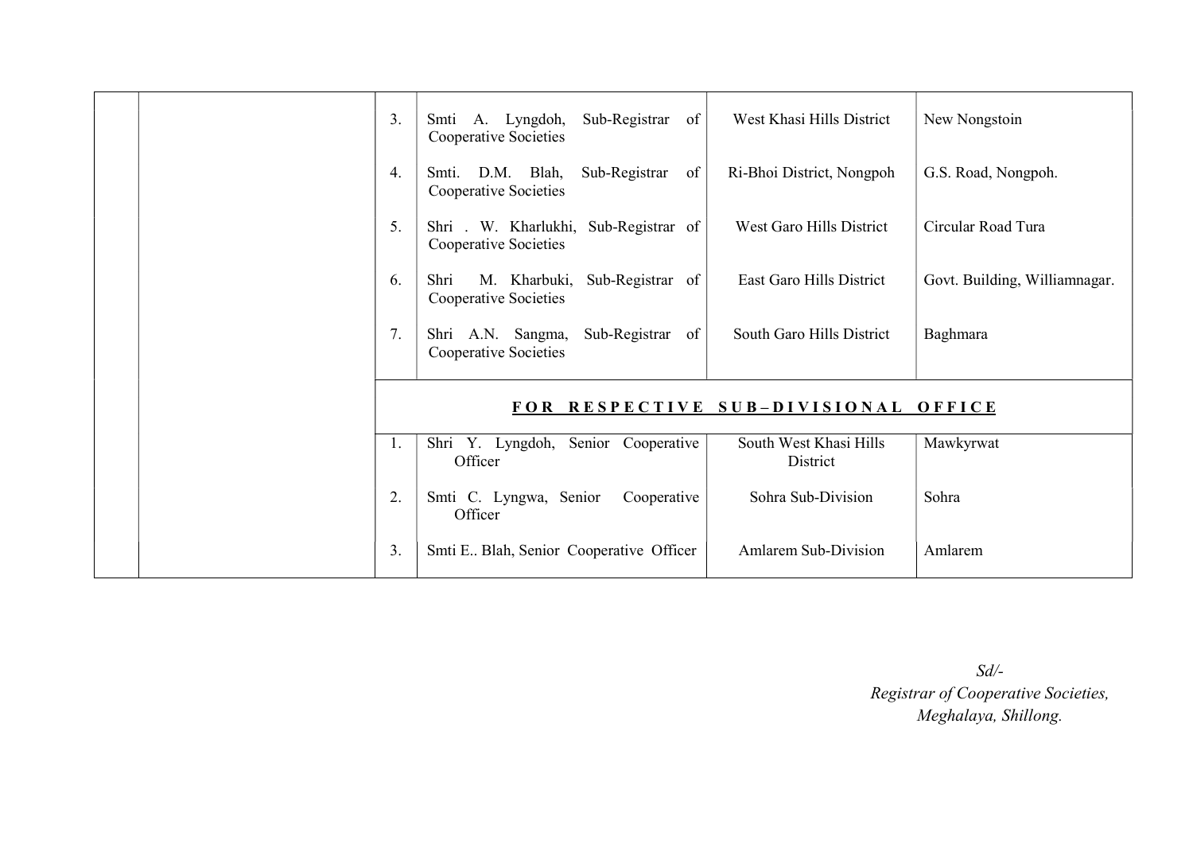| | | | | | |
|---|---|---|---|---|---|
| | | 3. | Smti A. Lyngdoh, Sub-Registrar of Cooperative Societies | West Khasi Hills District | New Nongstoin |
| | | 4. | Smti. D.M. Blah, Sub-Registrar of Cooperative Societies | Ri-Bhoi District, Nongpoh | G.S. Road, Nongpoh. |
| | | 5. | Shri . W. Kharlukhi, Sub-Registrar of Cooperative Societies | West Garo Hills District | Circular Road Tura |
| | | 6. | Shri M. Kharbuki, Sub-Registrar of Cooperative Societies | East Garo Hills District | Govt. Building, Williamnagar. |
| | | 7. | Shri A.N. Sangma, Sub-Registrar of Cooperative Societies | South Garo Hills District | Baghmara |
| | | **FOR RESPECTIVE SUB–DIVISIONAL OFFICE** | | | |
| | | 1. | Shri Y. Lyngdoh, Senior Cooperative Officer | South West Khasi Hills District | Mawkyrwat |
| | | 2. | Smti C. Lyngwa, Senior Cooperative Officer | Sohra Sub-Division | Sohra |
| | | 3. | Smti E.. Blah, Senior Cooperative Officer | Amlarem Sub-Division | Amlarem |

*Sd/-*
*Registrar of Cooperative Societies,*
*Meghalaya, Shillong.*